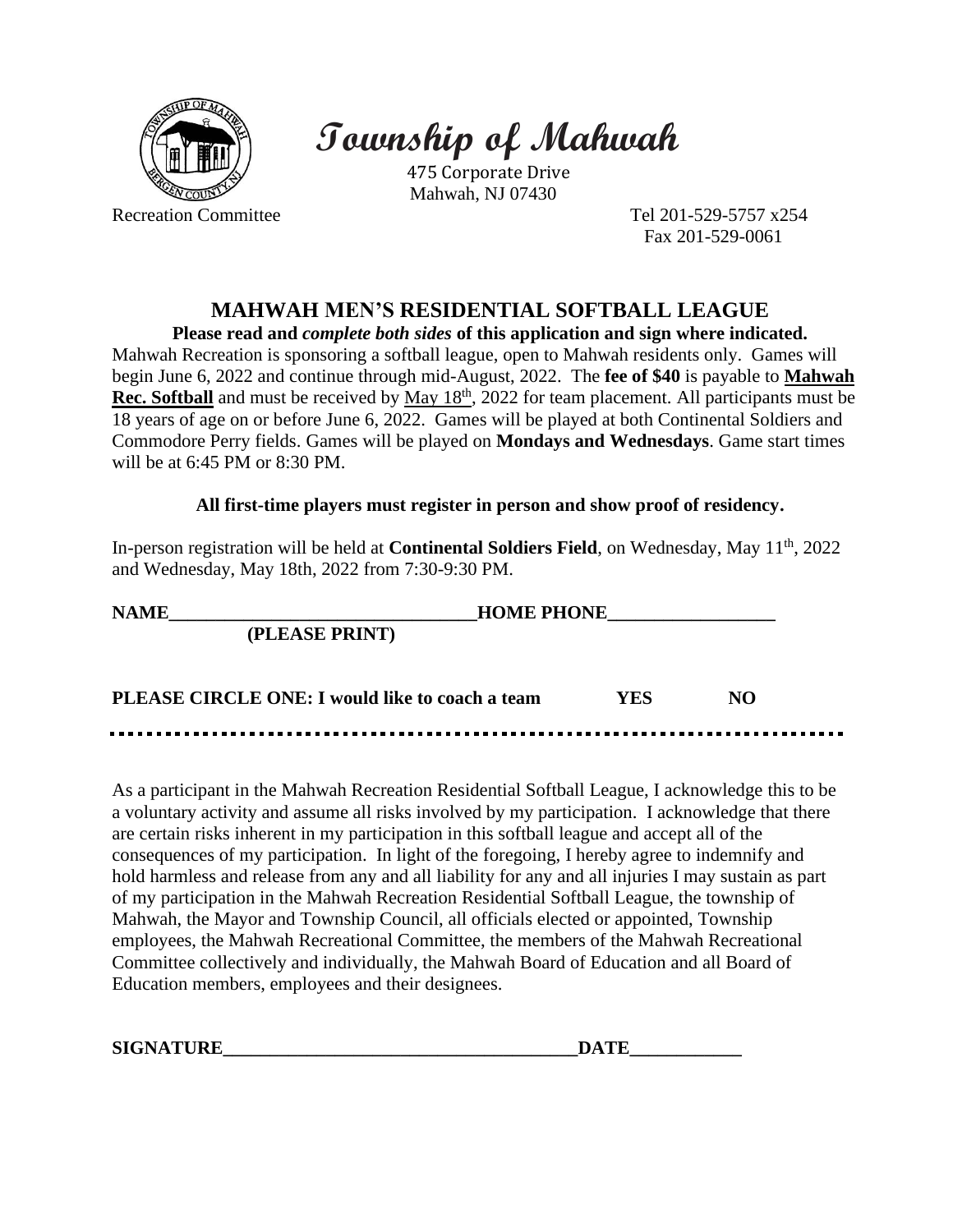# Township of Mahwah

475 Corporate Drive
Mahwah, NJ 07430

Recreation Committee

Tel 201-529-5757 x254
Fax 201-529-0061

## MAHWAH MEN'S RESIDENTIAL SOFTBALL LEAGUE

**Please read and *complete both sides* of this application and sign where indicated.**

Mahwah Recreation is sponsoring a softball league, open to Mahwah residents only. Games will begin June 6, 2022 and continue through mid-August, 2022. The **fee of $40** is payable to **Mahwah Rec. Softball** and must be received by May 18th, 2022 for team placement. All participants must be 18 years of age on or before June 6, 2022. Games will be played at both Continental Soldiers and Commodore Perry fields. Games will be played on **Mondays and Wednesdays**. Game start times will be at 6:45 PM or 8:30 PM.

**All first-time players must register in person and show proof of residency.**

In-person registration will be held at **Continental Soldiers Field**, on Wednesday, May 11th, 2022 and Wednesday, May 18th, 2022 from 7:30-9:30 PM.

**NAME**\_\_\_\_\_\_\_\_\_\_\_\_\_\_\_\_\_\_\_\_\_\_\_\_\_\_\_\_\_\_\_\_**HOME PHONE**\_\_\_\_\_\_\_\_\_\_\_\_\_\_\_\_\_\_
**(PLEASE PRINT)**

**PLEASE CIRCLE ONE: I would like to coach a team YES NO**

---

As a participant in the Mahwah Recreation Residential Softball League, I acknowledge this to be a voluntary activity and assume all risks involved by my participation. I acknowledge that there are certain risks inherent in my participation in this softball league and accept all of the consequences of my participation. In light of the foregoing, I hereby agree to indemnify and hold harmless and release from any and all liability for any and all injuries I may sustain as part of my participation in the Mahwah Recreation Residential Softball League, the township of Mahwah, the Mayor and Township Council, all officials elected or appointed, Township employees, the Mahwah Recreational Committee, the members of the Mahwah Recreational Committee collectively and individually, the Mahwah Board of Education and all Board of Education members, employees and their designees.

**SIGNATURE**\_\_\_\_\_\_\_\_\_\_\_\_\_\_\_\_\_\_\_\_\_\_\_\_\_\_\_\_\_\_\_\_\_\_\_\_\_\_**DATE**\_\_\_\_\_\_\_\_\_\_\_\_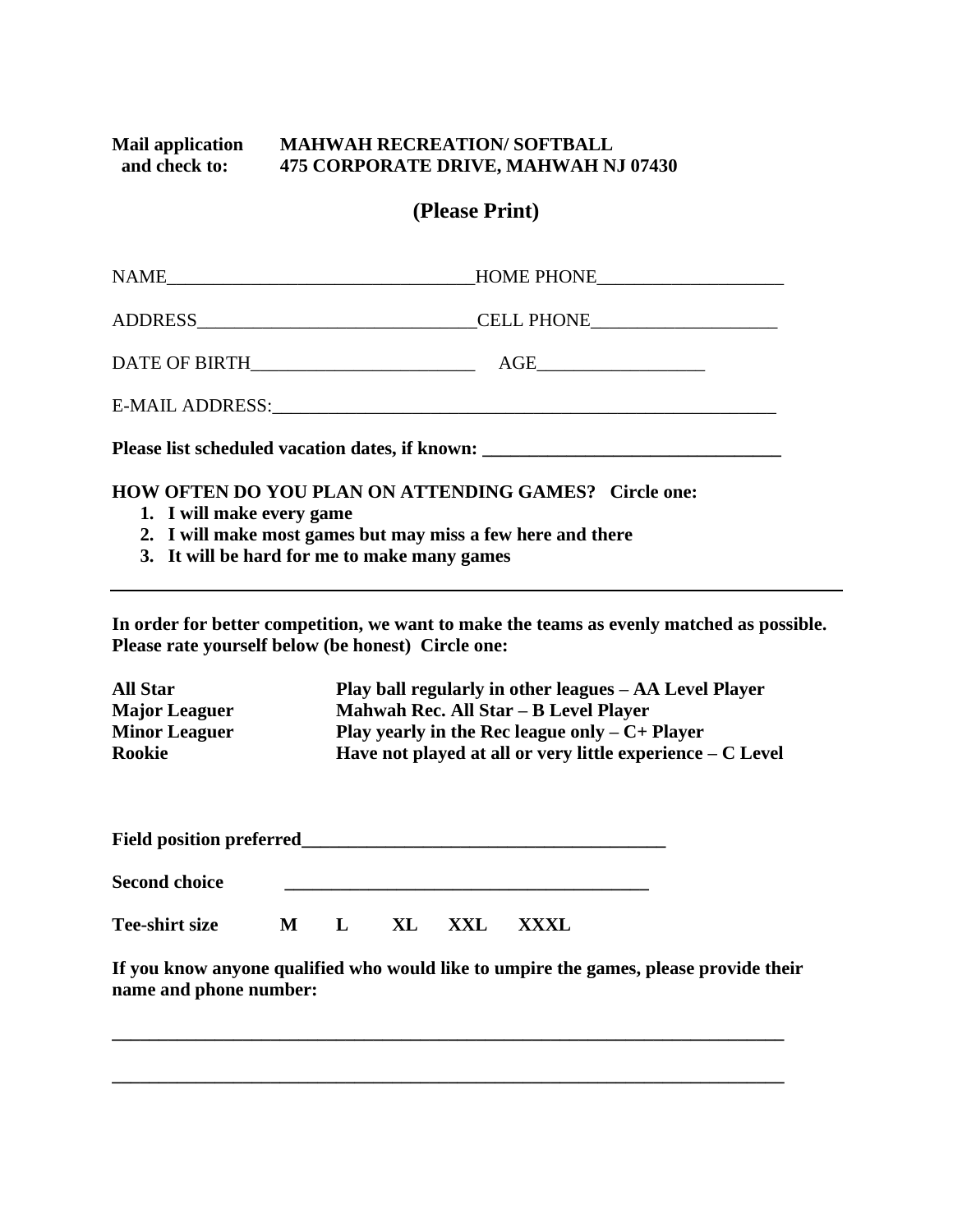**Mail application and check to:** **MAHWAH RECREATION/ SOFTBALL**
**475 CORPORATE DRIVE, MAHWAH NJ 07430**

## (Please Print)

NAME________________________________HOME PHONE___________________

ADDRESS_____________________________CELL PHONE___________________

DATE OF BIRTH_______________________ AGE_________________

E-MAIL ADDRESS:_____________________________________________________

**Please list scheduled vacation dates, if known: _______________________________**

**HOW OFTEN DO YOU PLAN ON ATTENDING GAMES? Circle one:**

1. **I will make every game**
2. **I will make most games but may miss a few here and there**
3. **It will be hard for me to make many games**

---

**In order for better competition, we want to make the teams as evenly matched as possible. Please rate yourself below (be honest) Circle one:**

| | |
|---|---|
| **All Star** | **Play ball regularly in other leagues – AA Level Player** |
| **Major Leaguer** | **Mahwah Rec. All Star – B Level Player** |
| **Minor Leaguer** | **Play yearly in the Rec league only – C+ Player** |
| **Rookie** | **Have not played at all or very little experience – C Level** |

**Field position preferred_______________________________________**

**Second choice _______________________________________**

**Tee-shirt size M L XL XXL XXXL**

**If you know anyone qualified who would like to umpire the games, please provide their name and phone number:**

_________________________________________________________________________

_________________________________________________________________________